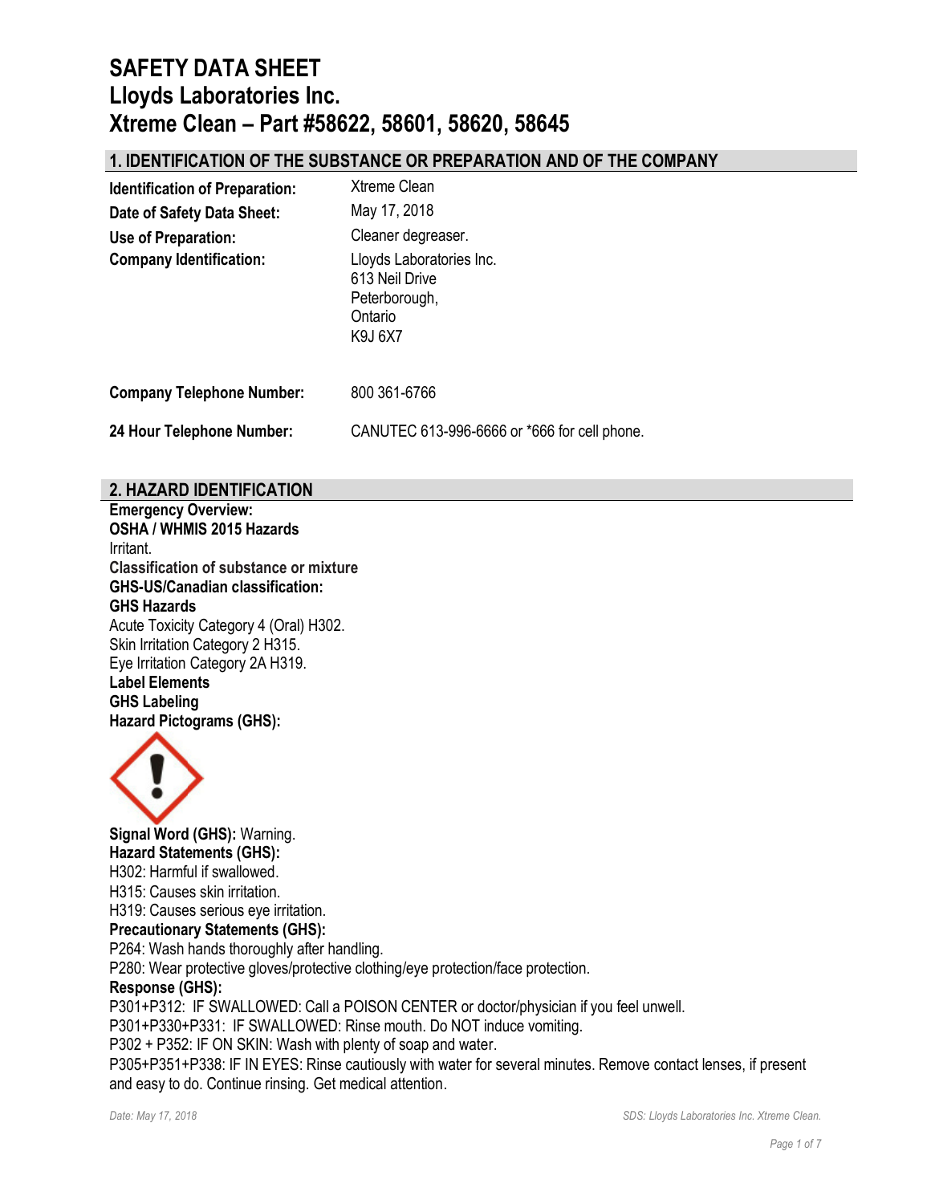# SAFETY DATA SHEET
# Lloyds Laboratories Inc.
# Xtreme Clean – Part #58622, 58601, 58620, 58645

## 1. IDENTIFICATION OF THE SUBSTANCE OR PREPARATION AND OF THE COMPANY

| | |
|---|---|
| **Identification of Preparation:** | Xtreme Clean |
| **Date of Safety Data Sheet:** | May 17, 2018 |
| **Use of Preparation:** | Cleaner degreaser. |
| **Company Identification:** | Lloyds Laboratories Inc.<br>613 Neil Drive<br>Peterborough,<br>Ontario<br>K9J 6X7 |
| **Company Telephone Number:** | 800 361-6766 |
| **24 Hour Telephone Number:** | CANUTEC 613-996-6666 or *666 for cell phone. |

## 2. HAZARD IDENTIFICATION

**Emergency Overview:**
**OSHA / WHMIS 2015 Hazards**
Irritant.
**Classification of substance or mixture**
**GHS-US/Canadian classification:**
**GHS Hazards**
Acute Toxicity Category 4 (Oral) H302.
Skin Irritation Category 2 H315.
Eye Irritation Category 2A H319.
**Label Elements**
**GHS Labeling**
**Hazard Pictograms (GHS):**

**Signal Word (GHS):** Warning.
**Hazard Statements (GHS):**
H302: Harmful if swallowed.
H315: Causes skin irritation.
H319: Causes serious eye irritation.
**Precautionary Statements (GHS):**
P264: Wash hands thoroughly after handling.
P280: Wear protective gloves/protective clothing/eye protection/face protection.
**Response (GHS):**
P301+P312: IF SWALLOWED: Call a POISON CENTER or doctor/physician if you feel unwell.
P301+P330+P331: IF SWALLOWED: Rinse mouth. Do NOT induce vomiting.
P302 + P352: IF ON SKIN: Wash with plenty of soap and water.
P305+P351+P338: IF IN EYES: Rinse cautiously with water for several minutes. Remove contact lenses, if present and easy to do. Continue rinsing. Get medical attention.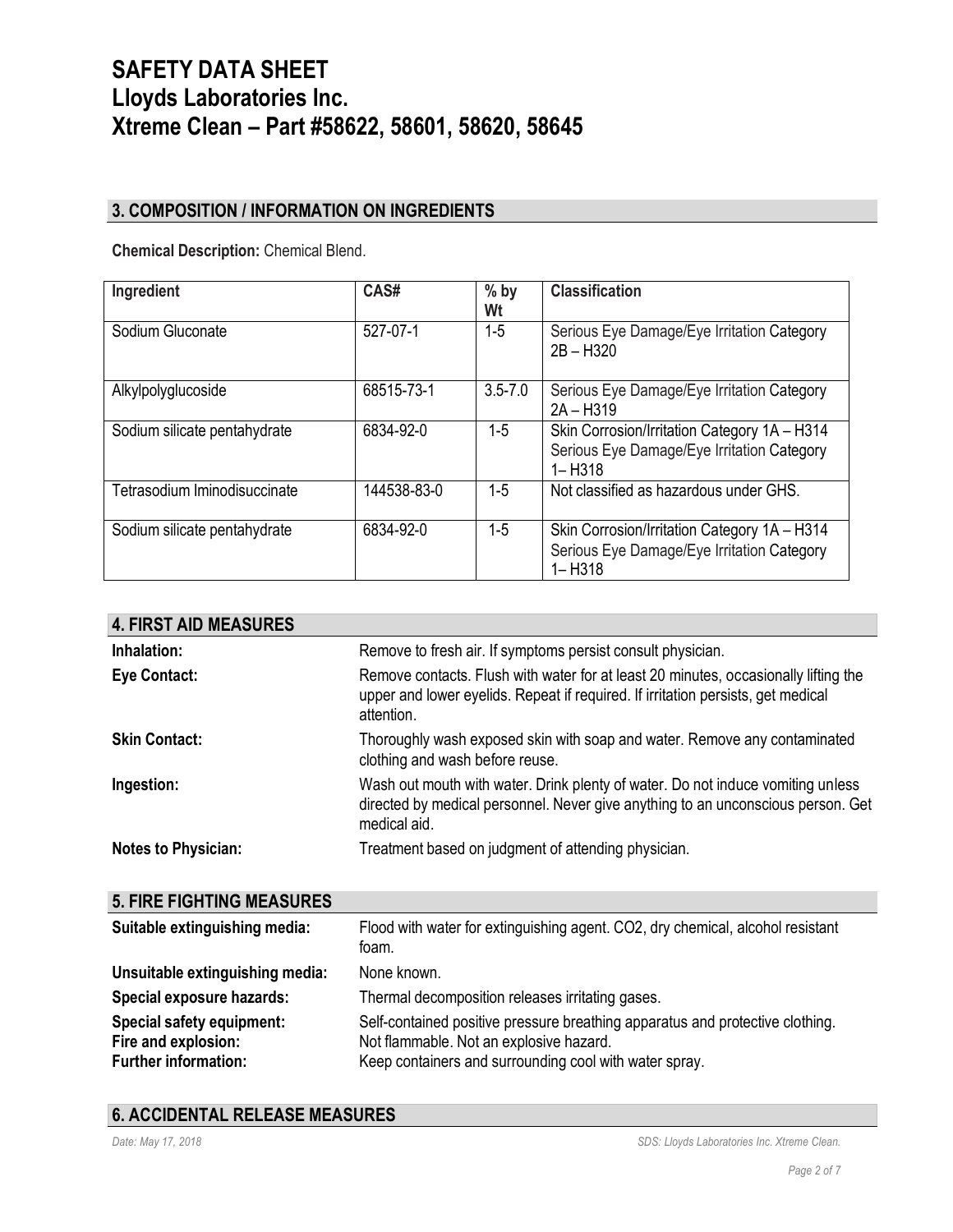# SAFETY DATA SHEET
# Lloyds Laboratories Inc.
# Xtreme Clean – Part #58622, 58601, 58620, 58645

## 3. COMPOSITION / INFORMATION ON INGREDIENTS

**Chemical Description:** Chemical Blend.

| Ingredient | CAS# | % by Wt | Classification |
|---|---|---|---|
| Sodium Gluconate | 527-07-1 | 1-5 | Serious Eye Damage/Eye Irritation Category 2B – H320 |
| Alkylpolyglucoside | 68515-73-1 | 3.5-7.0 | Serious Eye Damage/Eye Irritation Category 2A – H319 |
| Sodium silicate pentahydrate | 6834-92-0 | 1-5 | Skin Corrosion/Irritation Category 1A – H314<br>Serious Eye Damage/Eye Irritation Category 1– H318 |
| Tetrasodium Iminodisuccinate | 144538-83-0 | 1-5 | Not classified as hazardous under GHS. |
| Sodium silicate pentahydrate | 6834-92-0 | 1-5 | Skin Corrosion/Irritation Category 1A – H314<br>Serious Eye Damage/Eye Irritation Category 1– H318 |

## 4. FIRST AID MEASURES

**Inhalation:** Remove to fresh air. If symptoms persist consult physician.

**Eye Contact:** Remove contacts. Flush with water for at least 20 minutes, occasionally lifting the upper and lower eyelids. Repeat if required. If irritation persists, get medical attention.

**Skin Contact:** Thoroughly wash exposed skin with soap and water. Remove any contaminated clothing and wash before reuse.

**Ingestion:** Wash out mouth with water. Drink plenty of water. Do not induce vomiting unless directed by medical personnel. Never give anything to an unconscious person. Get medical aid.

**Notes to Physician:** Treatment based on judgment of attending physician.

## 5. FIRE FIGHTING MEASURES

**Suitable extinguishing media:** Flood with water for extinguishing agent. CO2, dry chemical, alcohol resistant foam.

**Unsuitable extinguishing media:** None known.

**Special exposure hazards:** Thermal decomposition releases irritating gases.

**Special safety equipment:** Self-contained positive pressure breathing apparatus and protective clothing.

**Fire and explosion:** Not flammable. Not an explosive hazard.

**Further information:** Keep containers and surrounding cool with water spray.

## 6. ACCIDENTAL RELEASE MEASURES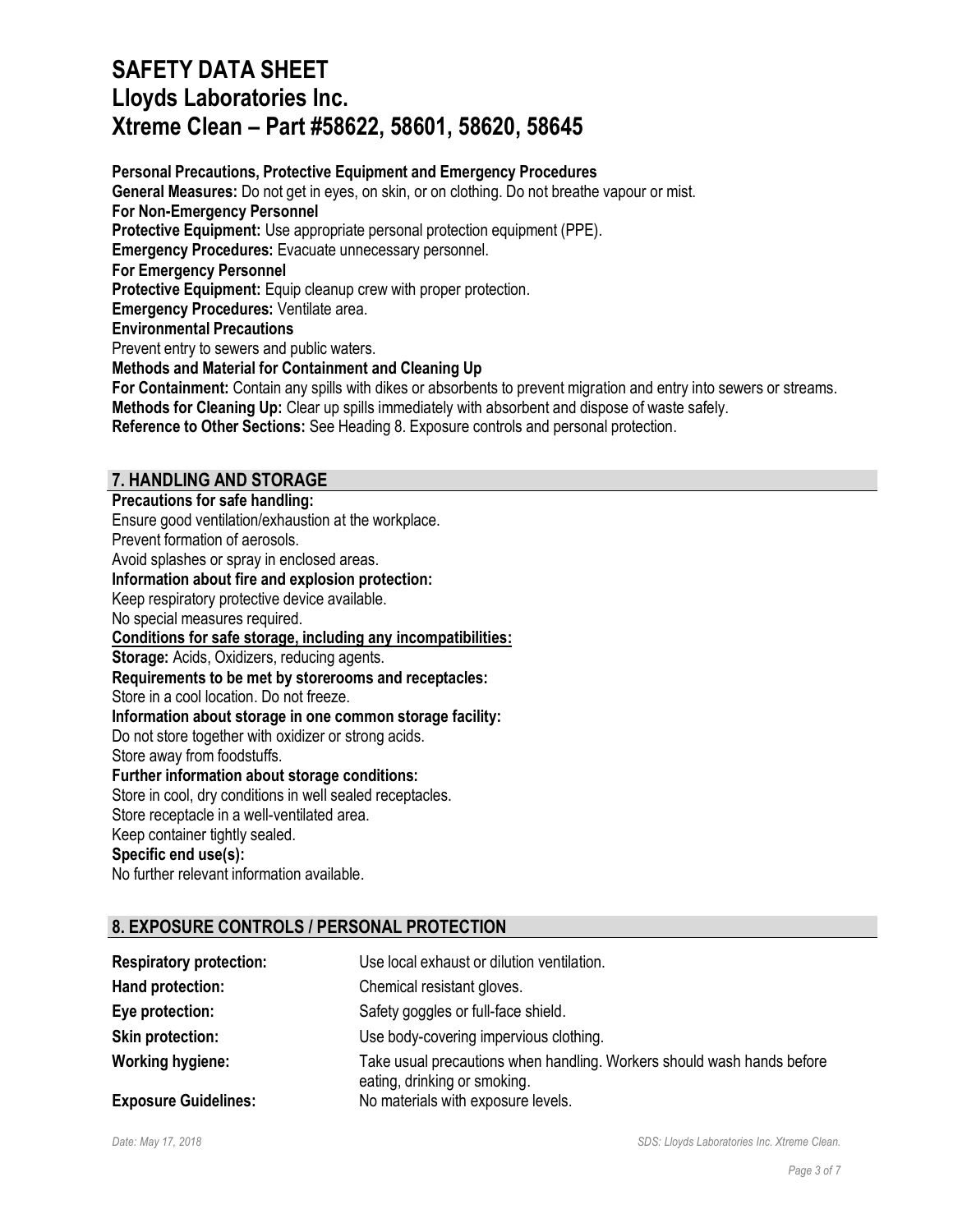**Personal Precautions, Protective Equipment and Emergency Procedures**

**General Measures:** Do not get in eyes, on skin, or on clothing. Do not breathe vapour or mist.

**For Non-Emergency Personnel**

**Protective Equipment:** Use appropriate personal protection equipment (PPE).

**Emergency Procedures:** Evacuate unnecessary personnel.

**For Emergency Personnel**

**Protective Equipment:** Equip cleanup crew with proper protection.

**Emergency Procedures:** Ventilate area.

**Environmental Precautions**

Prevent entry to sewers and public waters.

**Methods and Material for Containment and Cleaning Up**

**For Containment:** Contain any spills with dikes or absorbents to prevent migration and entry into sewers or streams.

**Methods for Cleaning Up:** Clear up spills immediately with absorbent and dispose of waste safely.

**Reference to Other Sections:** See Heading 8. Exposure controls and personal protection.

## 7. HANDLING AND STORAGE

**Precautions for safe handling:**

Ensure good ventilation/exhaustion at the workplace.
Prevent formation of aerosols.
Avoid splashes or spray in enclosed areas.

**Information about fire and explosion protection:**

Keep respiratory protective device available.
No special measures required.

**Conditions for safe storage, including any incompatibilities:**

**Storage:** Acids, Oxidizers, reducing agents.

**Requirements to be met by storerooms and receptacles:**

Store in a cool location. Do not freeze.

**Information about storage in one common storage facility:**

Do not store together with oxidizer or strong acids.
Store away from foodstuffs.

**Further information about storage conditions:**

Store in cool, dry conditions in well sealed receptacles.
Store receptacle in a well-ventilated area.
Keep container tightly sealed.

**Specific end use(s):**

No further relevant information available.

## 8. EXPOSURE CONTROLS / PERSONAL PROTECTION

| | |
|---|---|
| **Respiratory protection:** | Use local exhaust or dilution ventilation. |
| **Hand protection:** | Chemical resistant gloves. |
| **Eye protection:** | Safety goggles or full-face shield. |
| **Skin protection:** | Use body-covering impervious clothing. |
| **Working hygiene:** | Take usual precautions when handling. Workers should wash hands before eating, drinking or smoking. |
| **Exposure Guidelines:** | No materials with exposure levels. |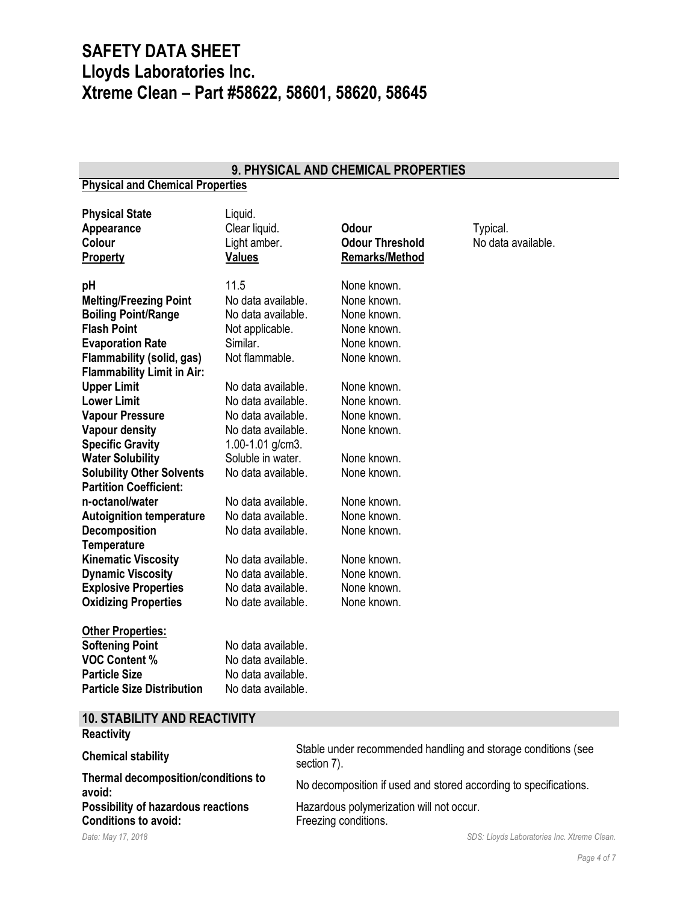# SAFETY DATA SHEET
# Lloyds Laboratories Inc.
# Xtreme Clean – Part #58622, 58601, 58620, 58645

## 9. PHYSICAL AND CHEMICAL PROPERTIES

**Physical and Chemical Properties**

| | | | |
|---|---|---|---|
| **Physical State** | Liquid. | | |
| **Appearance** | Clear liquid. | **Odour** | Typical. |
| **Colour** | Light amber. | **Odour Threshold** | No data available. |

| **Property** | **Values** | **Remarks/Method** |
|---|---|---|
| **pH** | 11.5 | None known. |
| **Melting/Freezing Point** | No data available. | None known. |
| **Boiling Point/Range** | No data available. | None known. |
| **Flash Point** | Not applicable. | None known. |
| **Evaporation Rate** | Similar. | None known. |
| **Flammability (solid, gas)** | Not flammable. | None known. |
| **Flammability Limit in Air:** | | |
| **Upper Limit** | No data available. | None known. |
| **Lower Limit** | No data available. | None known. |
| **Vapour Pressure** | No data available. | None known. |
| **Vapour density** | No data available. | None known. |
| **Specific Gravity** | 1.00-1.01 g/cm3. | |
| **Water Solubility** | Soluble in water. | None known. |
| **Solubility Other Solvents** | No data available. | None known. |
| **Partition Coefficient: n-octanol/water** | No data available. | None known. |
| **Autoignition temperature** | No data available. | None known. |
| **Decomposition Temperature** | No data available. | None known. |
| **Kinematic Viscosity** | No data available. | None known. |
| **Dynamic Viscosity** | No data available. | None known. |
| **Explosive Properties** | No data available. | None known. |
| **Oxidizing Properties** | No date available. | None known. |

**Other Properties:**

| | |
|---|---|
| **Softening Point** | No data available. |
| **VOC Content %** | No data available. |
| **Particle Size** | No data available. |
| **Particle Size Distribution** | No data available. |

## 10. STABILITY AND REACTIVITY

**Reactivity**

| | |
|---|---|
| **Chemical stability** | Stable under recommended handling and storage conditions (see section 7). |
| **Thermal decomposition/conditions to avoid:** | No decomposition if used and stored according to specifications. |
| **Possibility of hazardous reactions** | Hazardous polymerization will not occur. |
| **Conditions to avoid:** | Freezing conditions. |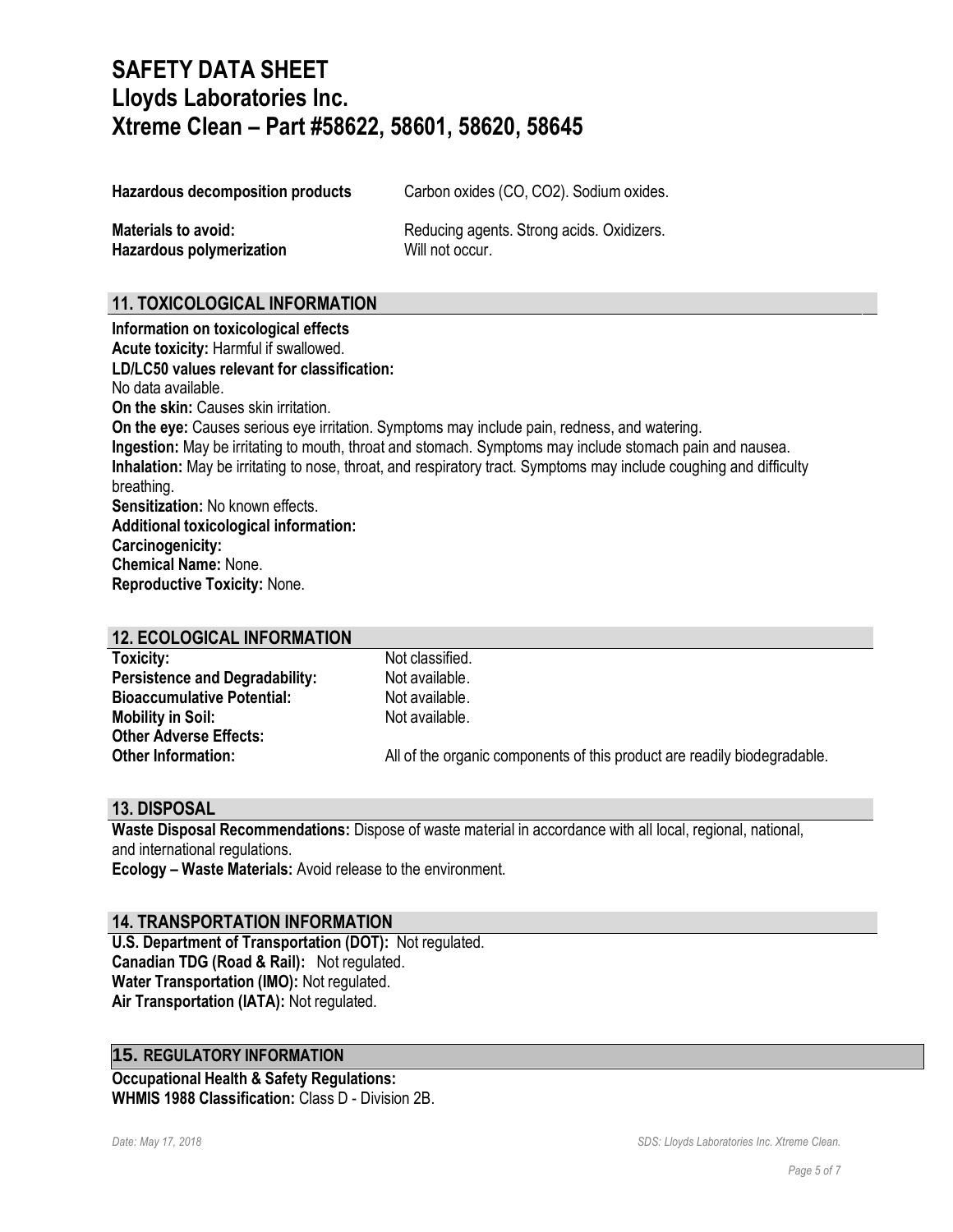| | |
|---|---|
| **Hazardous decomposition products** | Carbon oxides (CO, $CO_2$). Sodium oxides. |
| **Materials to avoid:** | Reducing agents. Strong acids. Oxidizers. |
| **Hazardous polymerization** | Will not occur. |

## 11. TOXICOLOGICAL INFORMATION

**Information on toxicological effects**
**Acute toxicity:** Harmful if swallowed.
**LD/LC50 values relevant for classification:**
No data available.
**On the skin:** Causes skin irritation.
**On the eye:** Causes serious eye irritation. Symptoms may include pain, redness, and watering.
**Ingestion:** May be irritating to mouth, throat and stomach. Symptoms may include stomach pain and nausea.
**Inhalation:** May be irritating to nose, throat, and respiratory tract. Symptoms may include coughing and difficulty breathing.
**Sensitization:** No known effects.
**Additional toxicological information:**
**Carcinogenicity:**
**Chemical Name:** None.
**Reproductive Toxicity:** None.

## 12. ECOLOGICAL INFORMATION

| | |
|---|---|
| **Toxicity:** | Not classified. |
| **Persistence and Degradability:** | Not available. |
| **Bioaccumulative Potential:** | Not available. |
| **Mobility in Soil:** | Not available. |
| **Other Adverse Effects:** | |
| **Other Information:** | All of the organic components of this product are readily biodegradable. |

## 13. DISPOSAL

**Waste Disposal Recommendations:** Dispose of waste material in accordance with all local, regional, national, and international regulations.
**Ecology – Waste Materials:** Avoid release to the environment.

## 14. TRANSPORTATION INFORMATION

**U.S. Department of Transportation (DOT):** Not regulated.
**Canadian TDG (Road & Rail):** Not regulated.
**Water Transportation (IMO):** Not regulated.
**Air Transportation (IATA):** Not regulated.

## 15. REGULATORY INFORMATION

**Occupational Health & Safety Regulations:**
**WHMIS 1988 Classification:** Class D - Division 2B.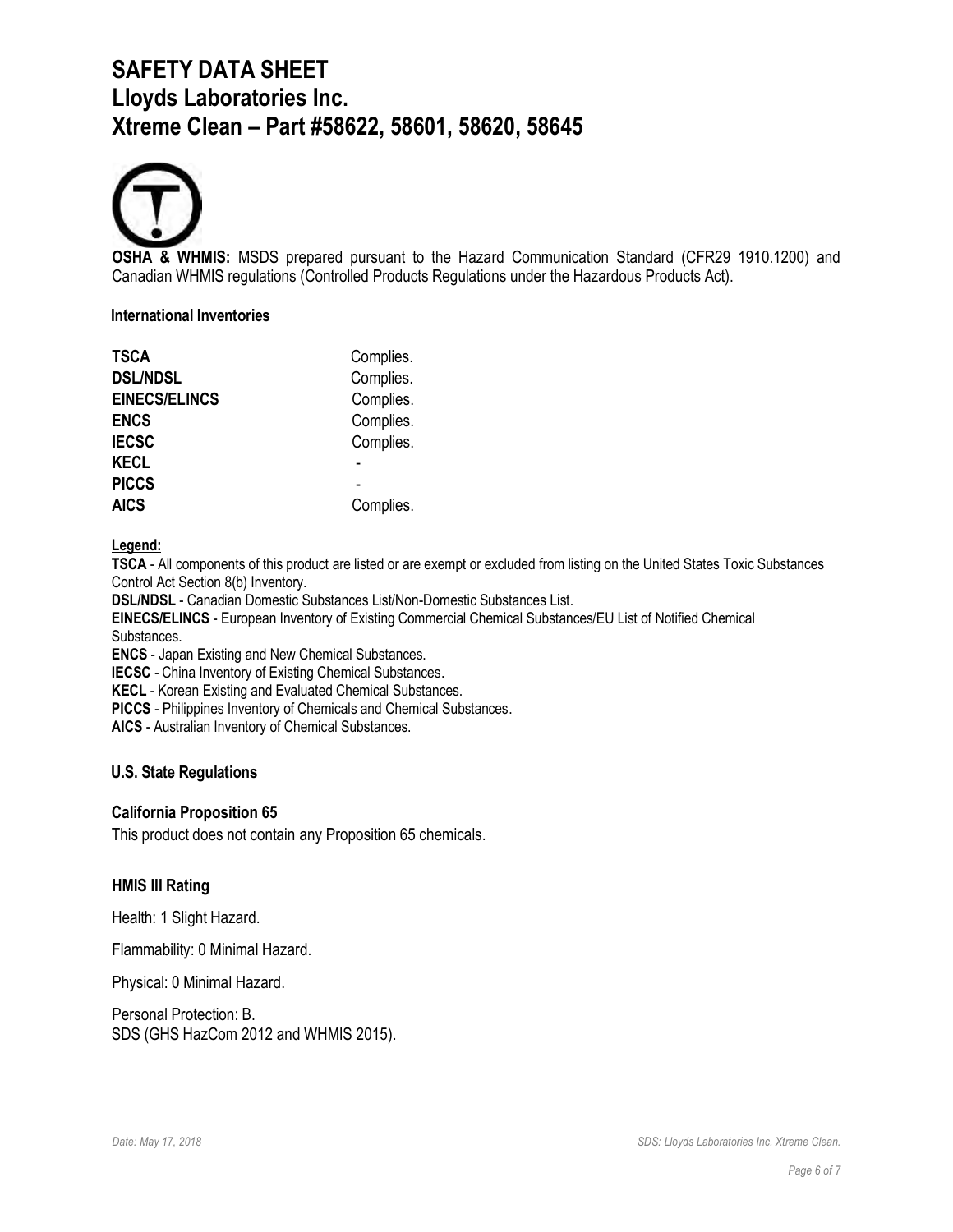# SAFETY DATA SHEET
# Lloyds Laboratories Inc.
# Xtreme Clean – Part #58622, 58601, 58620, 58645

**OSHA & WHMIS:** MSDS prepared pursuant to the Hazard Communication Standard (CFR29 1910.1200) and Canadian WHMIS regulations (Controlled Products Regulations under the Hazardous Products Act).

**International Inventories**

| | |
|---|---|
| **TSCA** | Complies. |
| **DSL/NDSL** | Complies. |
| **EINECS/ELINCS** | Complies. |
| **ENCS** | Complies. |
| **IECSC** | Complies. |
| **KECL** | - |
| **PICCS** | - |
| **AICS** | Complies. |

**Legend:**

**TSCA** - All components of this product are listed or are exempt or excluded from listing on the United States Toxic Substances Control Act Section 8(b) Inventory.
**DSL/NDSL** - Canadian Domestic Substances List/Non-Domestic Substances List.
**EINECS/ELINCS** - European Inventory of Existing Commercial Chemical Substances/EU List of Notified Chemical Substances.
**ENCS** - Japan Existing and New Chemical Substances.
**IECSC** - China Inventory of Existing Chemical Substances.
**KECL** - Korean Existing and Evaluated Chemical Substances.
**PICCS** - Philippines Inventory of Chemicals and Chemical Substances.
**AICS** - Australian Inventory of Chemical Substances.

**U.S. State Regulations**

**California Proposition 65**

This product does not contain any Proposition 65 chemicals.

**HMIS III Rating**

Health: 1 Slight Hazard.

Flammability: 0 Minimal Hazard.

Physical: 0 Minimal Hazard.

Personal Protection: B.
SDS (GHS HazCom 2012 and WHMIS 2015).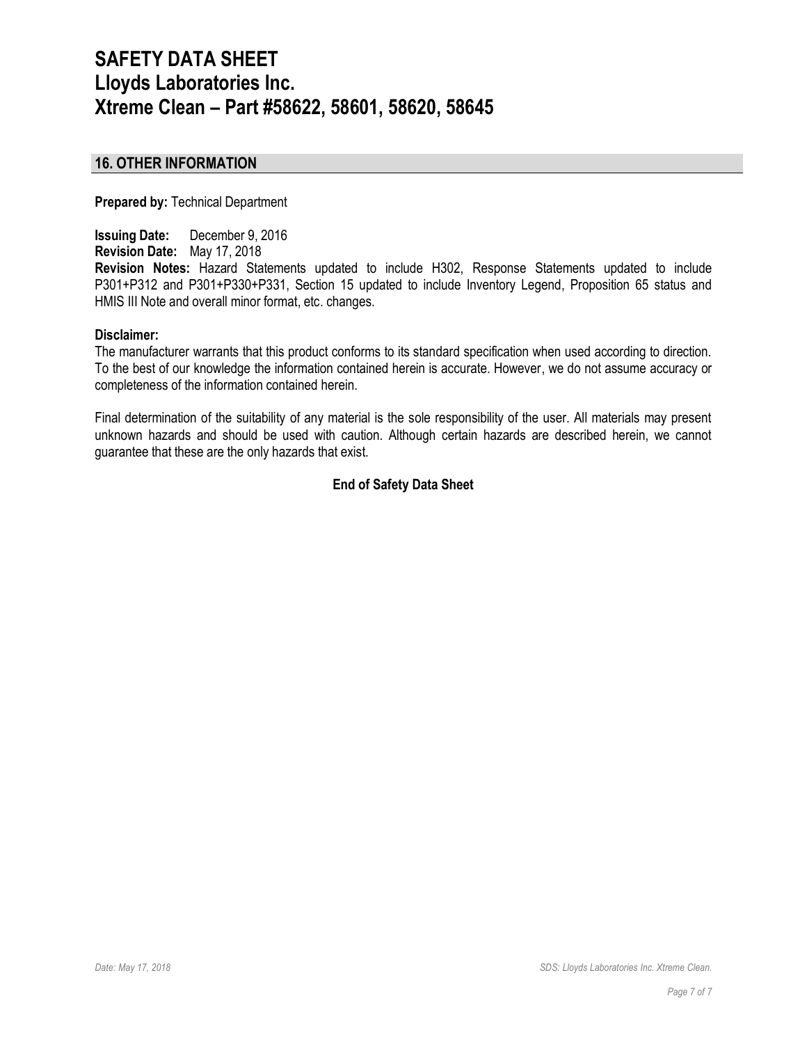## 16. OTHER INFORMATION

**Prepared by:** Technical Department

**Issuing Date:** December 9, 2016
**Revision Date:** May 17, 2018
**Revision Notes:** Hazard Statements updated to include H302, Response Statements updated to include P301+P312 and P301+P330+P331, Section 15 updated to include Inventory Legend, Proposition 65 status and HMIS III Note and overall minor format, etc. changes.

**Disclaimer:**
The manufacturer warrants that this product conforms to its standard specification when used according to direction. To the best of our knowledge the information contained herein is accurate. However, we do not assume accuracy or completeness of the information contained herein.

Final determination of the suitability of any material is the sole responsibility of the user. All materials may present unknown hazards and should be used with caution. Although certain hazards are described herein, we cannot guarantee that these are the only hazards that exist.

**End of Safety Data Sheet**